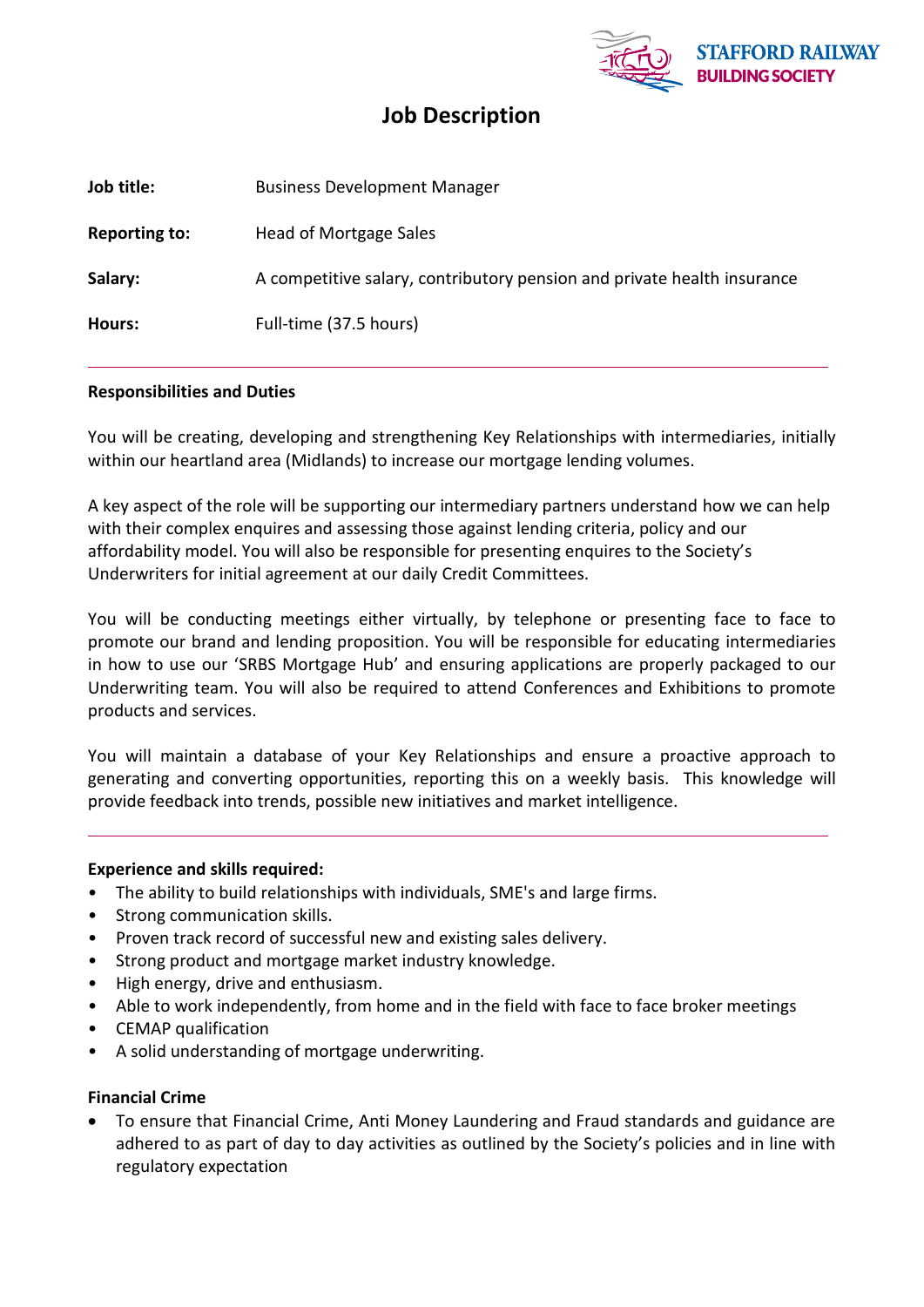STAFFORD RAILWAY BUILDING SOCIETY

# Job Description

| | |
|---|---|
| **Job title:** | Business Development Manager |
| **Reporting to:** | Head of Mortgage Sales |
| **Salary:** | A competitive salary, contributory pension and private health insurance |
| **Hours:** | Full-time (37.5 hours) |

---

**Responsibilities and Duties**

You will be creating, developing and strengthening Key Relationships with intermediaries, initially within our heartland area (Midlands) to increase our mortgage lending volumes.

A key aspect of the role will be supporting our intermediary partners understand how we can help with their complex enquires and assessing those against lending criteria, policy and our affordability model. You will also be responsible for presenting enquires to the Society's Underwriters for initial agreement at our daily Credit Committees.

You will be conducting meetings either virtually, by telephone or presenting face to face to promote our brand and lending proposition. You will be responsible for educating intermediaries in how to use our 'SRBS Mortgage Hub' and ensuring applications are properly packaged to our Underwriting team. You will also be required to attend Conferences and Exhibitions to promote products and services.

You will maintain a database of your Key Relationships and ensure a proactive approach to generating and converting opportunities, reporting this on a weekly basis. This knowledge will provide feedback into trends, possible new initiatives and market intelligence.

---

**Experience and skills required:**

- The ability to build relationships with individuals, SME's and large firms.
- Strong communication skills.
- Proven track record of successful new and existing sales delivery.
- Strong product and mortgage market industry knowledge.
- High energy, drive and enthusiasm.
- Able to work independently, from home and in the field with face to face broker meetings
- CEMAP qualification
- A solid understanding of mortgage underwriting.

**Financial Crime**

- To ensure that Financial Crime, Anti Money Laundering and Fraud standards and guidance are adhered to as part of day to day activities as outlined by the Society's policies and in line with regulatory expectation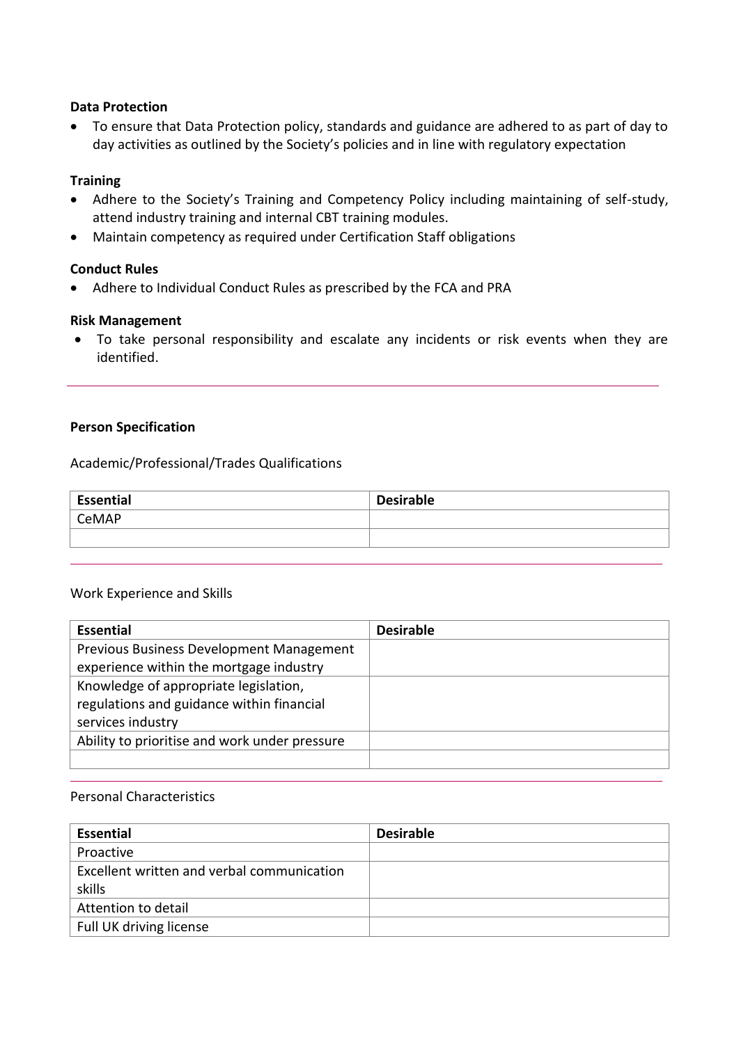**Data Protection**

- To ensure that Data Protection policy, standards and guidance are adhered to as part of day to day activities as outlined by the Society's policies and in line with regulatory expectation

**Training**

- Adhere to the Society's Training and Competency Policy including maintaining of self-study, attend industry training and internal CBT training modules.
- Maintain competency as required under Certification Staff obligations

**Conduct Rules**

- Adhere to Individual Conduct Rules as prescribed by the FCA and PRA

**Risk Management**

- To take personal responsibility and escalate any incidents or risk events when they are identified.

---

**Person Specification**

Academic/Professional/Trades Qualifications

| Essential | Desirable |
|---|---|
| CeMAP | |
| | |

---

Work Experience and Skills

| Essential | Desirable |
|---|---|
| Previous Business Development Management experience within the mortgage industry | |
| Knowledge of appropriate legislation, regulations and guidance within financial services industry | |
| Ability to prioritise and work under pressure | |
| | |

---

Personal Characteristics

| Essential | Desirable |
|---|---|
| Proactive | |
| Excellent written and verbal communication skills | |
| Attention to detail | |
| Full UK driving license | |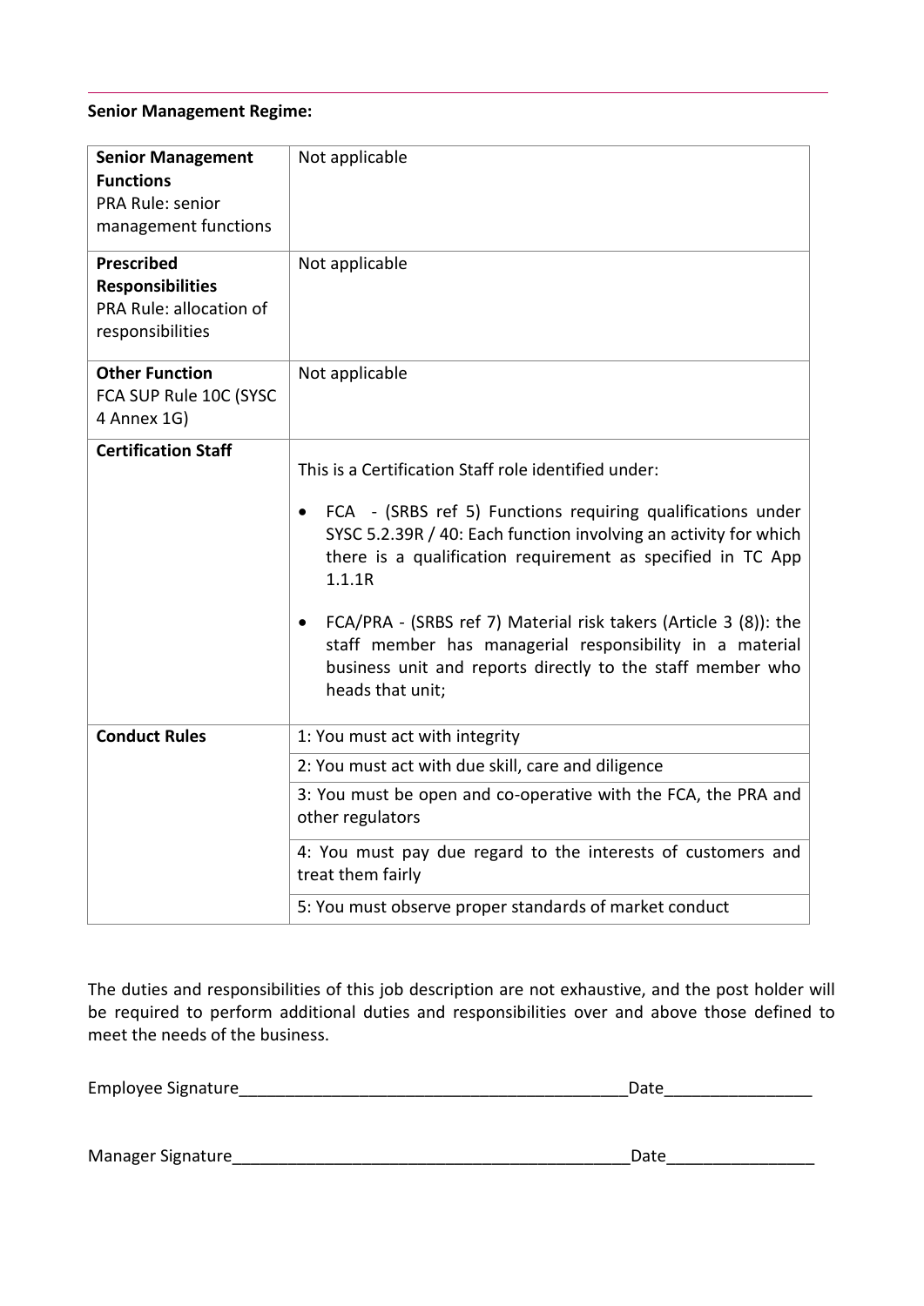**Senior Management Regime:**

| | |
|---|---|
| **Senior Management Functions**<br>PRA Rule: senior management functions | Not applicable |
| **Prescribed Responsibilities**<br>PRA Rule: allocation of responsibilities | Not applicable |
| **Other Function**<br>FCA SUP Rule 10C (SYSC 4 Annex 1G) | Not applicable |
| **Certification Staff** | This is a Certification Staff role identified under:<br>• FCA - (SRBS ref 5) Functions requiring qualifications under SYSC 5.2.39R / 40: Each function involving an activity for which there is a qualification requirement as specified in TC App 1.1.1R<br>• FCA/PRA - (SRBS ref 7) Material risk takers (Article 3 (8)): the staff member has managerial responsibility in a material business unit and reports directly to the staff member who heads that unit; |
| **Conduct Rules** | 1: You must act with integrity |
| | 2: You must act with due skill, care and diligence |
| | 3: You must be open and co-operative with the FCA, the PRA and other regulators |
| | 4: You must pay due regard to the interests of customers and treat them fairly |
| | 5: You must observe proper standards of market conduct |

The duties and responsibilities of this job description are not exhaustive, and the post holder will be required to perform additional duties and responsibilities over and above those defined to meet the needs of the business.

Employee Signature_____________________________________________ Date________________

Manager Signature_____________________________________________ Date________________